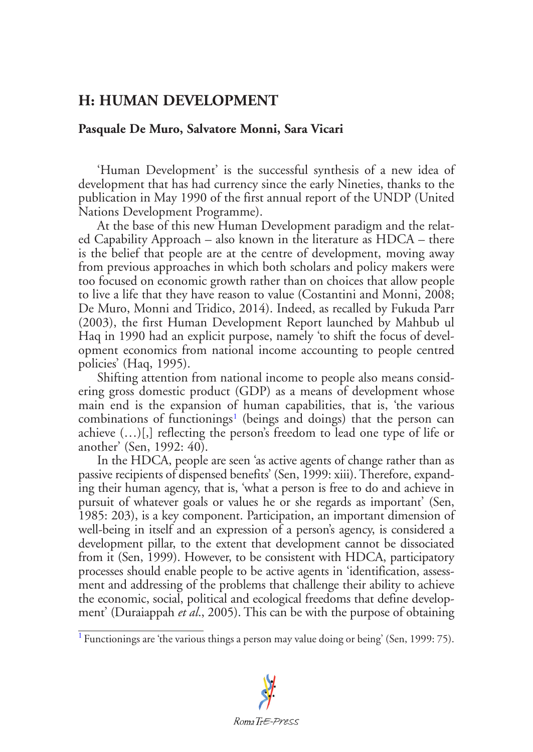# H: HUMAN DEVELOPMENT

**Pasquale De Muro, Salvatore Monni, Sara Vicari**

'Human Development' is the successful synthesis of a new idea of development that has had currency since the early Nineties, thanks to the publication in May 1990 of the first annual report of the UNDP (United Nations Development Programme).

At the base of this new Human Development paradigm and the related Capability Approach – also known in the literature as HDCA – there is the belief that people are at the centre of development, moving away from previous approaches in which both scholars and policy makers were too focused on economic growth rather than on choices that allow people to live a life that they have reason to value (Costantini and Monni, 2008; De Muro, Monni and Tridico, 2014). Indeed, as recalled by Fukuda Parr (2003), the first Human Development Report launched by Mahbub ul Haq in 1990 had an explicit purpose, namely 'to shift the focus of development economics from national income accounting to people centred policies' (Haq, 1995).

Shifting attention from national income to people also means considering gross domestic product (GDP) as a means of development whose main end is the expansion of human capabilities, that is, 'the various combinations of functionings[1] (beings and doings) that the person can achieve (…)[,] reflecting the person's freedom to lead one type of life or another' (Sen, 1992: 40).

In the HDCA, people are seen 'as active agents of change rather than as passive recipients of dispensed benefits' (Sen, 1999: xiii). Therefore, expanding their human agency, that is, 'what a person is free to do and achieve in pursuit of whatever goals or values he or she regards as important' (Sen, 1985: 203), is a key component. Participation, an important dimension of well-being in itself and an expression of a person's agency, is considered a development pillar, to the extent that development cannot be dissociated from it (Sen, 1999). However, to be consistent with HDCA, participatory processes should enable people to be active agents in 'identification, assessment and addressing of the problems that challenge their ability to achieve the economic, social, political and ecological freedoms that define development' (Duraiappah *et al.*, 2005). This can be with the purpose of obtaining

[1] Functionings are 'the various things a person may value doing or being' (Sen, 1999: 75).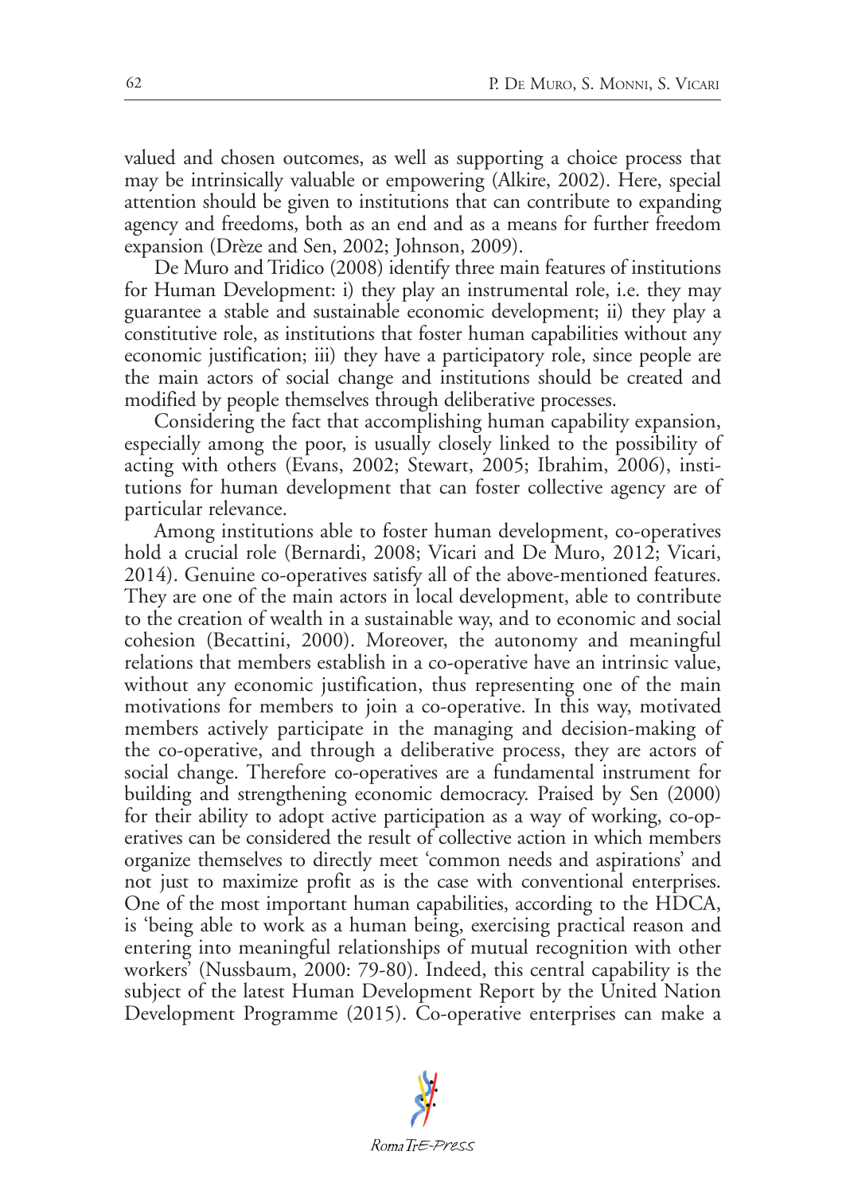valued and chosen outcomes, as well as supporting a choice process that may be intrinsically valuable or empowering (Alkire, 2002). Here, special attention should be given to institutions that can contribute to expanding agency and freedoms, both as an end and as a means for further freedom expansion (Drèze and Sen, 2002; Johnson, 2009).

De Muro and Tridico (2008) identify three main features of institutions for Human Development: i) they play an instrumental role, i.e. they may guarantee a stable and sustainable economic development; ii) they play a constitutive role, as institutions that foster human capabilities without any economic justification; iii) they have a participatory role, since people are the main actors of social change and institutions should be created and modified by people themselves through deliberative processes.

Considering the fact that accomplishing human capability expansion, especially among the poor, is usually closely linked to the possibility of acting with others (Evans, 2002; Stewart, 2005; Ibrahim, 2006), institutions for human development that can foster collective agency are of particular relevance.

Among institutions able to foster human development, co-operatives hold a crucial role (Bernardi, 2008; Vicari and De Muro, 2012; Vicari, 2014). Genuine co-operatives satisfy all of the above-mentioned features. They are one of the main actors in local development, able to contribute to the creation of wealth in a sustainable way, and to economic and social cohesion (Becattini, 2000). Moreover, the autonomy and meaningful relations that members establish in a co-operative have an intrinsic value, without any economic justification, thus representing one of the main motivations for members to join a co-operative. In this way, motivated members actively participate in the managing and decision-making of the co-operative, and through a deliberative process, they are actors of social change. Therefore co-operatives are a fundamental instrument for building and strengthening economic democracy. Praised by Sen (2000) for their ability to adopt active participation as a way of working, co-operatives can be considered the result of collective action in which members organize themselves to directly meet 'common needs and aspirations' and not just to maximize profit as is the case with conventional enterprises. One of the most important human capabilities, according to the HDCA, is 'being able to work as a human being, exercising practical reason and entering into meaningful relationships of mutual recognition with other workers' (Nussbaum, 2000: 79-80). Indeed, this central capability is the subject of the latest Human Development Report by the United Nation Development Programme (2015). Co-operative enterprises can make a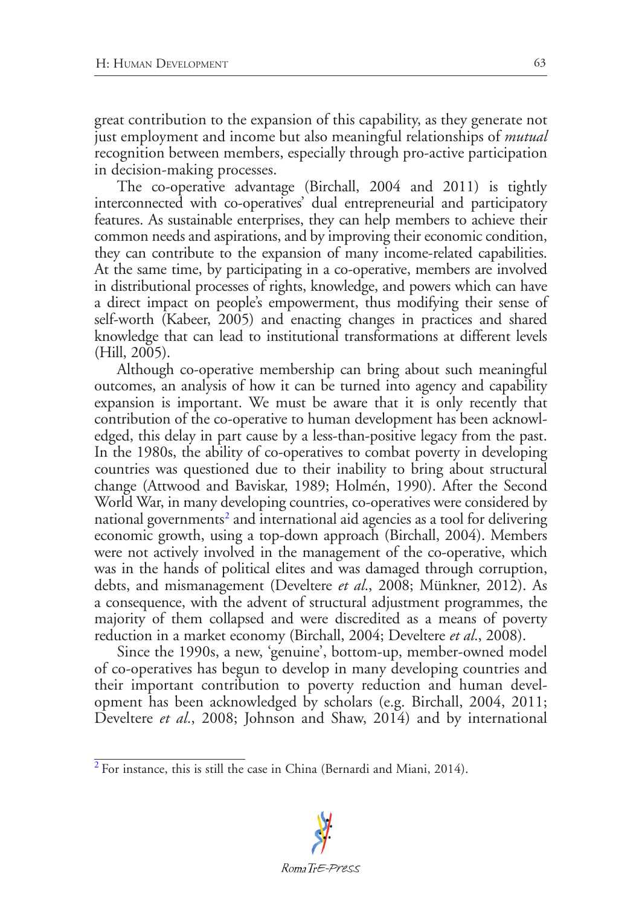great contribution to the expansion of this capability, as they generate not just employment and income but also meaningful relationships of *mutual* recognition between members, especially through pro-active participation in decision-making processes.

The co-operative advantage (Birchall, 2004 and 2011) is tightly interconnected with co-operatives' dual entrepreneurial and participatory features. As sustainable enterprises, they can help members to achieve their common needs and aspirations, and by improving their economic condition, they can contribute to the expansion of many income-related capabilities. At the same time, by participating in a co-operative, members are involved in distributional processes of rights, knowledge, and powers which can have a direct impact on people's empowerment, thus modifying their sense of self-worth (Kabeer, 2005) and enacting changes in practices and shared knowledge that can lead to institutional transformations at different levels (Hill, 2005).

Although co-operative membership can bring about such meaningful outcomes, an analysis of how it can be turned into agency and capability expansion is important. We must be aware that it is only recently that contribution of the co-operative to human development has been acknowledged, this delay in part cause by a less-than-positive legacy from the past. In the 1980s, the ability of co-operatives to combat poverty in developing countries was questioned due to their inability to bring about structural change (Attwood and Baviskar, 1989; Holmén, 1990). After the Second World War, in many developing countries, co-operatives were considered by national governments[2] and international aid agencies as a tool for delivering economic growth, using a top-down approach (Birchall, 2004). Members were not actively involved in the management of the co-operative, which was in the hands of political elites and was damaged through corruption, debts, and mismanagement (Develtere *et al*., 2008; Münkner, 2012). As a consequence, with the advent of structural adjustment programmes, the majority of them collapsed and were discredited as a means of poverty reduction in a market economy (Birchall, 2004; Develtere *et al*., 2008).

Since the 1990s, a new, 'genuine', bottom-up, member-owned model of co-operatives has begun to develop in many developing countries and their important contribution to poverty reduction and human development has been acknowledged by scholars (e.g. Birchall, 2004, 2011; Develtere *et al*., 2008; Johnson and Shaw, 2014) and by international

[2] For instance, this is still the case in China (Bernardi and Miani, 2014).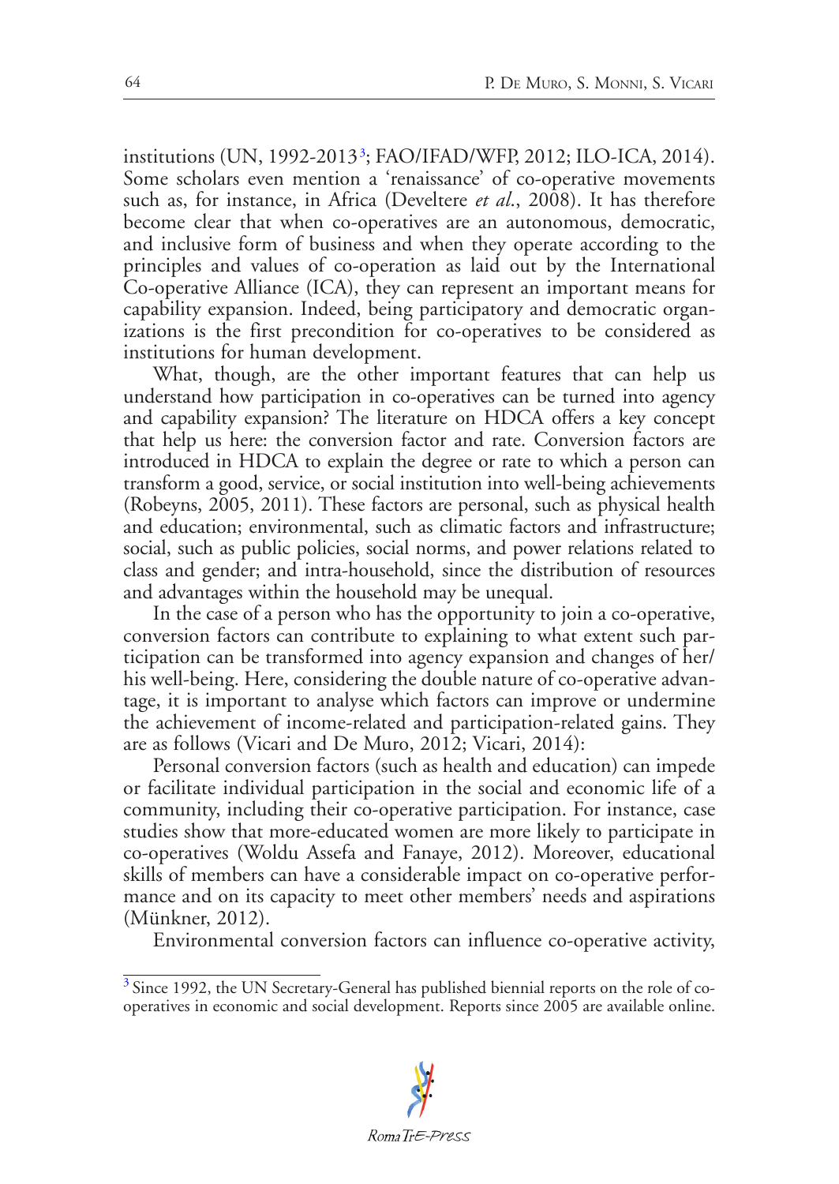institutions (UN, 1992-2013[3]; FAO/IFAD/WFP, 2012; ILO-ICA, 2014). Some scholars even mention a 'renaissance' of co-operative movements such as, for instance, in Africa (Develtere *et al.*, 2008). It has therefore become clear that when co-operatives are an autonomous, democratic, and inclusive form of business and when they operate according to the principles and values of co-operation as laid out by the International Co-operative Alliance (ICA), they can represent an important means for capability expansion. Indeed, being participatory and democratic organizations is the first precondition for co-operatives to be considered as institutions for human development.

What, though, are the other important features that can help us understand how participation in co-operatives can be turned into agency and capability expansion? The literature on HDCA offers a key concept that help us here: the conversion factor and rate. Conversion factors are introduced in HDCA to explain the degree or rate to which a person can transform a good, service, or social institution into well-being achievements (Robeyns, 2005, 2011). These factors are personal, such as physical health and education; environmental, such as climatic factors and infrastructure; social, such as public policies, social norms, and power relations related to class and gender; and intra-household, since the distribution of resources and advantages within the household may be unequal.

In the case of a person who has the opportunity to join a co-operative, conversion factors can contribute to explaining to what extent such participation can be transformed into agency expansion and changes of her/his well-being. Here, considering the double nature of co-operative advantage, it is important to analyse which factors can improve or undermine the achievement of income-related and participation-related gains. They are as follows (Vicari and De Muro, 2012; Vicari, 2014):

Personal conversion factors (such as health and education) can impede or facilitate individual participation in the social and economic life of a community, including their co-operative participation. For instance, case studies show that more-educated women are more likely to participate in co-operatives (Woldu Assefa and Fanaye, 2012). Moreover, educational skills of members can have a considerable impact on co-operative performance and on its capacity to meet other members' needs and aspirations (Münkner, 2012).

Environmental conversion factors can influence co-operative activity,

[3] Since 1992, the UN Secretary-General has published biennial reports on the role of co-operatives in economic and social development. Reports since 2005 are available online.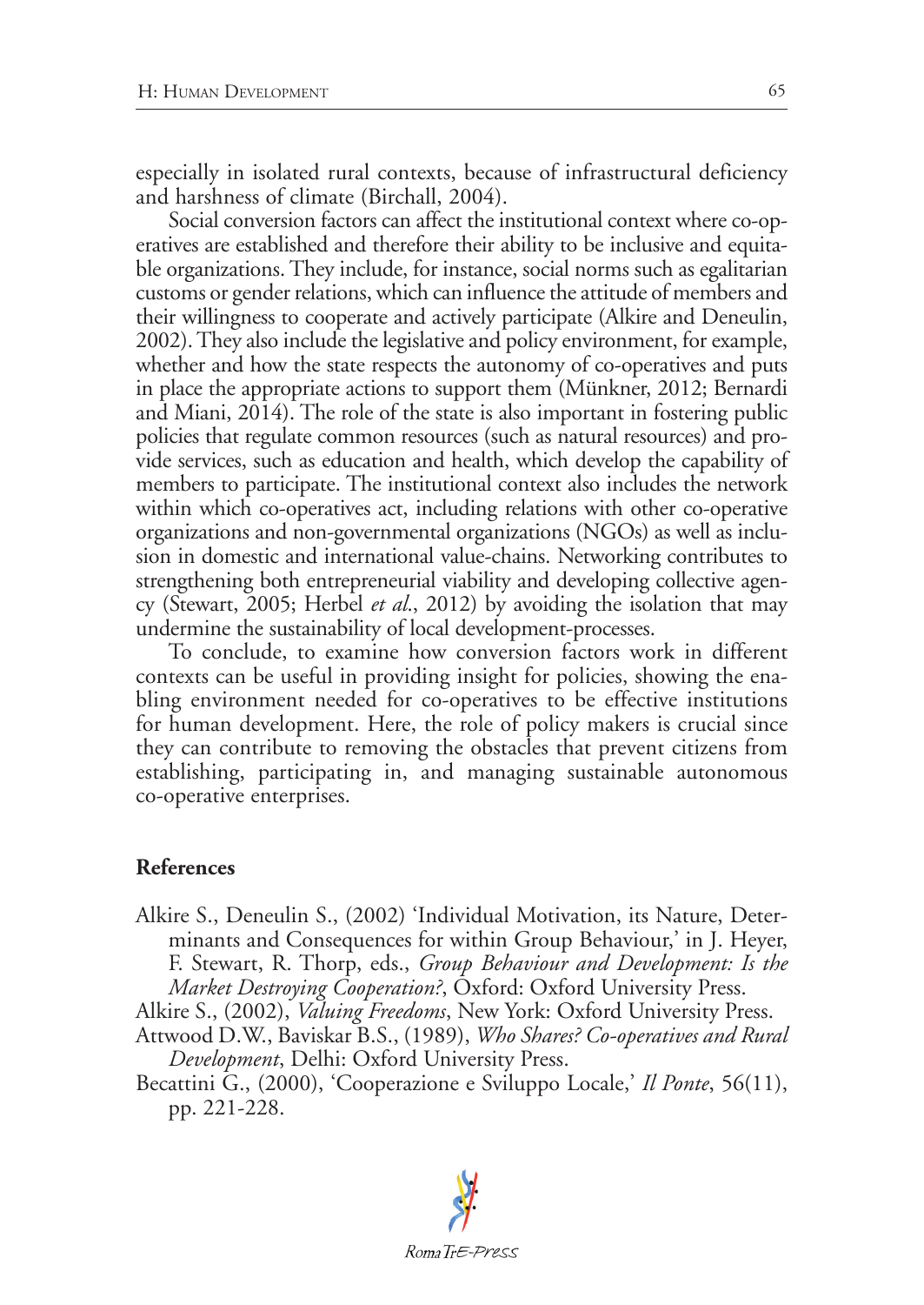especially in isolated rural contexts, because of infrastructural deficiency and harshness of climate (Birchall, 2004).

Social conversion factors can affect the institutional context where co-operatives are established and therefore their ability to be inclusive and equitable organizations. They include, for instance, social norms such as egalitarian customs or gender relations, which can influence the attitude of members and their willingness to cooperate and actively participate (Alkire and Deneulin, 2002). They also include the legislative and policy environment, for example, whether and how the state respects the autonomy of co-operatives and puts in place the appropriate actions to support them (Münkner, 2012; Bernardi and Miani, 2014). The role of the state is also important in fostering public policies that regulate common resources (such as natural resources) and provide services, such as education and health, which develop the capability of members to participate. The institutional context also includes the network within which co-operatives act, including relations with other co-operative organizations and non-governmental organizations (NGOs) as well as inclusion in domestic and international value-chains. Networking contributes to strengthening both entrepreneurial viability and developing collective agency (Stewart, 2005; Herbel *et al.*, 2012) by avoiding the isolation that may undermine the sustainability of local development-processes.

To conclude, to examine how conversion factors work in different contexts can be useful in providing insight for policies, showing the enabling environment needed for co-operatives to be effective institutions for human development. Here, the role of policy makers is crucial since they can contribute to removing the obstacles that prevent citizens from establishing, participating in, and managing sustainable autonomous co-operative enterprises.

## References

Alkire S., Deneulin S., (2002) 'Individual Motivation, its Nature, Determinants and Consequences for within Group Behaviour,' in J. Heyer, F. Stewart, R. Thorp, eds., *Group Behaviour and Development: Is the Market Destroying Cooperation?*, Oxford: Oxford University Press.

Alkire S., (2002), *Valuing Freedoms*, New York: Oxford University Press.

Attwood D.W., Baviskar B.S., (1989), *Who Shares? Co-operatives and Rural Development*, Delhi: Oxford University Press.

Becattini G., (2000), 'Cooperazione e Sviluppo Locale,' *Il Ponte*, 56(11), pp. 221-228.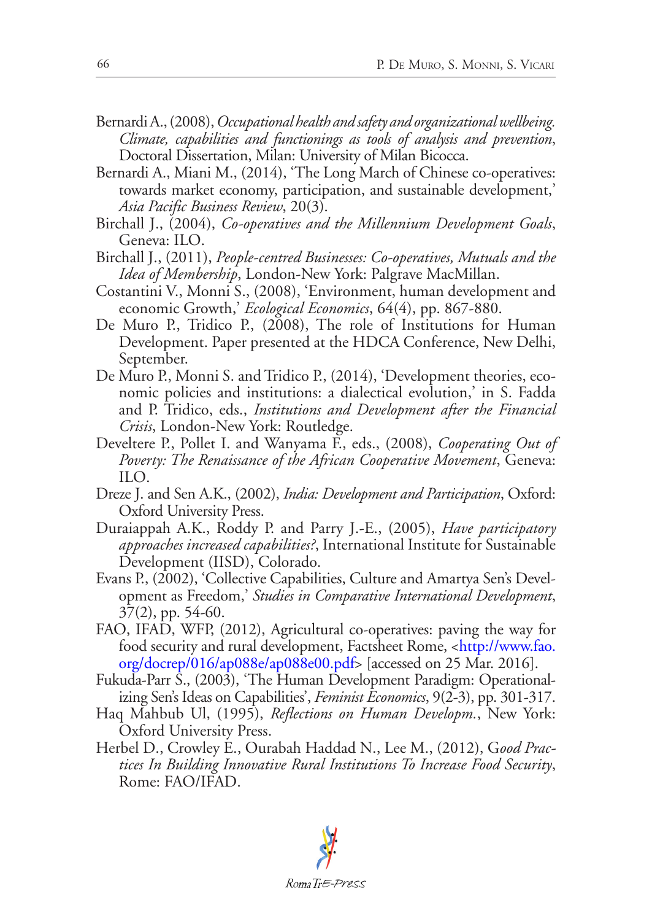Bernardi A., (2008), *Occupational health and safety and organizational wellbeing. Climate, capabilities and functionings as tools of analysis and prevention*, Doctoral Dissertation, Milan: University of Milan Bicocca.

Bernardi A., Miani M., (2014), 'The Long March of Chinese co-operatives: towards market economy, participation, and sustainable development,' *Asia Pacific Business Review*, 20(3).

Birchall J., (2004), *Co-operatives and the Millennium Development Goals*, Geneva: ILO.

Birchall J., (2011), *People-centred Businesses: Co-operatives, Mutuals and the Idea of Membership*, London-New York: Palgrave MacMillan.

Costantini V., Monni S., (2008), 'Environment, human development and economic Growth,' *Ecological Economics*, 64(4), pp. 867-880.

De Muro P., Tridico P., (2008), The role of Institutions for Human Development. Paper presented at the HDCA Conference, New Delhi, September.

De Muro P., Monni S. and Tridico P., (2014), 'Development theories, economic policies and institutions: a dialectical evolution,' in S. Fadda and P. Tridico, eds., *Institutions and Development after the Financial Crisis*, London-New York: Routledge.

Develtere P., Pollet I. and Wanyama F., eds., (2008), *Cooperating Out of Poverty: The Renaissance of the African Cooperative Movement*, Geneva: ILO.

Dreze J. and Sen A.K., (2002), *India: Development and Participation*, Oxford: Oxford University Press.

Duraiappah A.K., Roddy P. and Parry J.-E., (2005), *Have participatory approaches increased capabilities?*, International Institute for Sustainable Development (IISD), Colorado.

Evans P., (2002), 'Collective Capabilities, Culture and Amartya Sen's Development as Freedom,' *Studies in Comparative International Development*, 37(2), pp. 54-60.

FAO, IFAD, WFP, (2012), Agricultural co-operatives: paving the way for food security and rural development, Factsheet Rome, <http://www.fao.org/docrep/016/ap088e/ap088e00.pdf> [accessed on 25 Mar. 2016].

Fukuda-Parr S., (2003), 'The Human Development Paradigm: Operationalizing Sen's Ideas on Capabilities', *Feminist Economics*, 9(2-3), pp. 301-317.

Haq Mahbub Ul, (1995), *Reflections on Human Developm.*, New York: Oxford University Press.

Herbel D., Crowley E., Ourabah Haddad N., Lee M., (2012), G*ood Practices In Building Innovative Rural Institutions To Increase Food Security*, Rome: FAO/IFAD.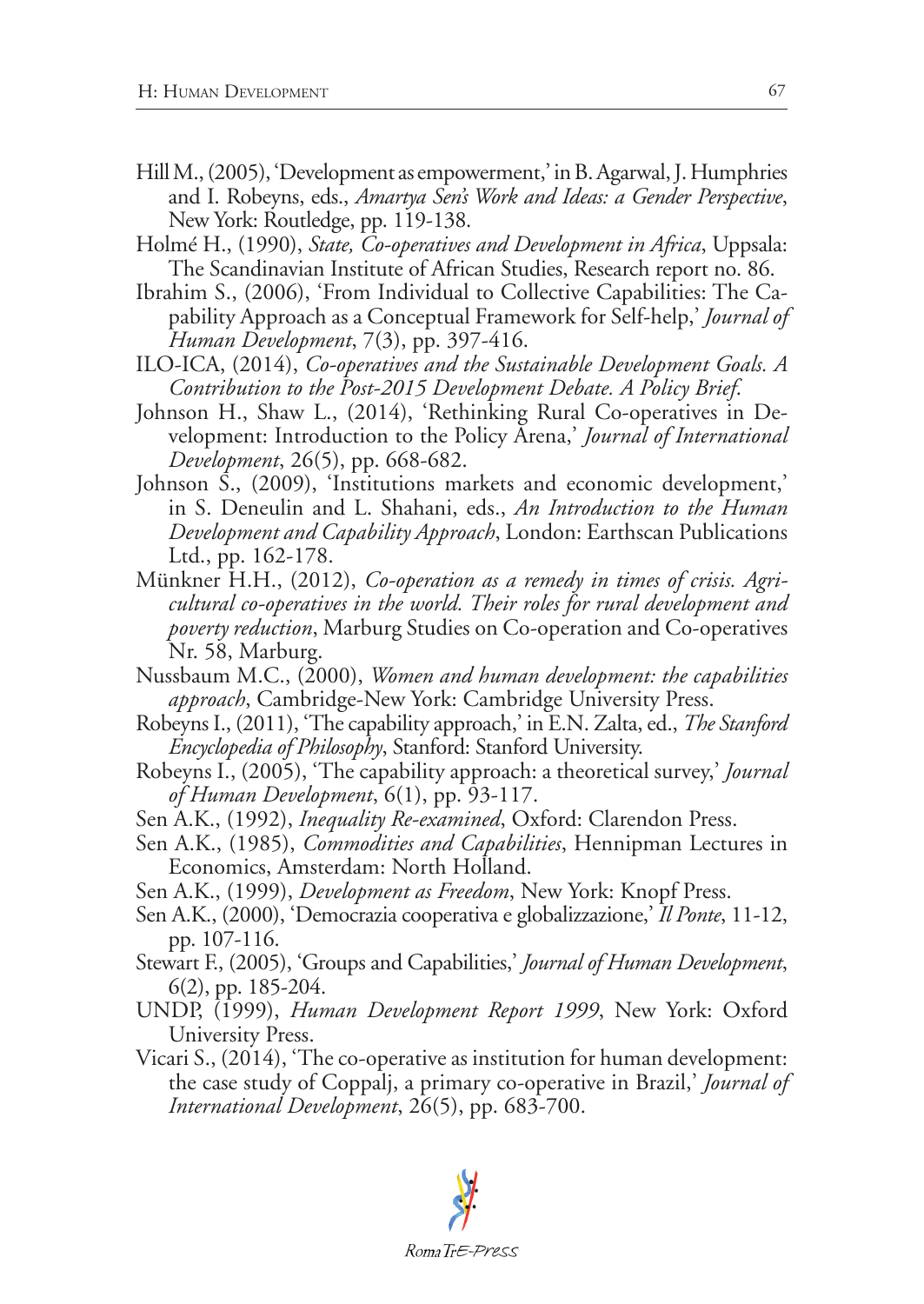Hill M., (2005), 'Development as empowerment,' in B. Agarwal, J. Humphries and I. Robeyns, eds., *Amartya Sen's Work and Ideas: a Gender Perspective*, New York: Routledge, pp. 119-138.

Holmé H., (1990), *State, Co-operatives and Development in Africa*, Uppsala: The Scandinavian Institute of African Studies, Research report no. 86.

Ibrahim S., (2006), 'From Individual to Collective Capabilities: The Capability Approach as a Conceptual Framework for Self-help,' *Journal of Human Development*, 7(3), pp. 397-416.

ILO-ICA, (2014), *Co-operatives and the Sustainable Development Goals. A Contribution to the Post-2015 Development Debate. A Policy Brief*.

Johnson H., Shaw L., (2014), 'Rethinking Rural Co-operatives in Development: Introduction to the Policy Arena,' *Journal of International Development*, 26(5), pp. 668-682.

Johnson S., (2009), 'Institutions markets and economic development,' in S. Deneulin and L. Shahani, eds., *An Introduction to the Human Development and Capability Approach*, London: Earthscan Publications Ltd., pp. 162-178.

Münkner H.H., (2012), *Co-operation as a remedy in times of crisis. Agricultural co-operatives in the world. Their roles for rural development and poverty reduction*, Marburg Studies on Co-operation and Co-operatives Nr. 58, Marburg.

Nussbaum M.C., (2000), *Women and human development: the capabilities approach*, Cambridge-New York: Cambridge University Press.

Robeyns I., (2011), 'The capability approach,' in E.N. Zalta, ed., *The Stanford Encyclopedia of Philosophy*, Stanford: Stanford University.

Robeyns I., (2005), 'The capability approach: a theoretical survey,' *Journal of Human Development*, 6(1), pp. 93-117.

Sen A.K., (1992), *Inequality Re-examined*, Oxford: Clarendon Press.

Sen A.K., (1985), *Commodities and Capabilities*, Hennipman Lectures in Economics, Amsterdam: North Holland.

Sen A.K., (1999), *Development as Freedom*, New York: Knopf Press.

Sen A.K., (2000), 'Democrazia cooperativa e globalizzazione,' *Il Ponte*, 11-12, pp. 107-116.

Stewart F., (2005), 'Groups and Capabilities,' *Journal of Human Development*, 6(2), pp. 185-204.

UNDP, (1999), *Human Development Report 1999*, New York: Oxford University Press.

Vicari S., (2014), 'The co-operative as institution for human development: the case study of Coppalj, a primary co-operative in Brazil,' *Journal of International Development*, 26(5), pp. 683-700.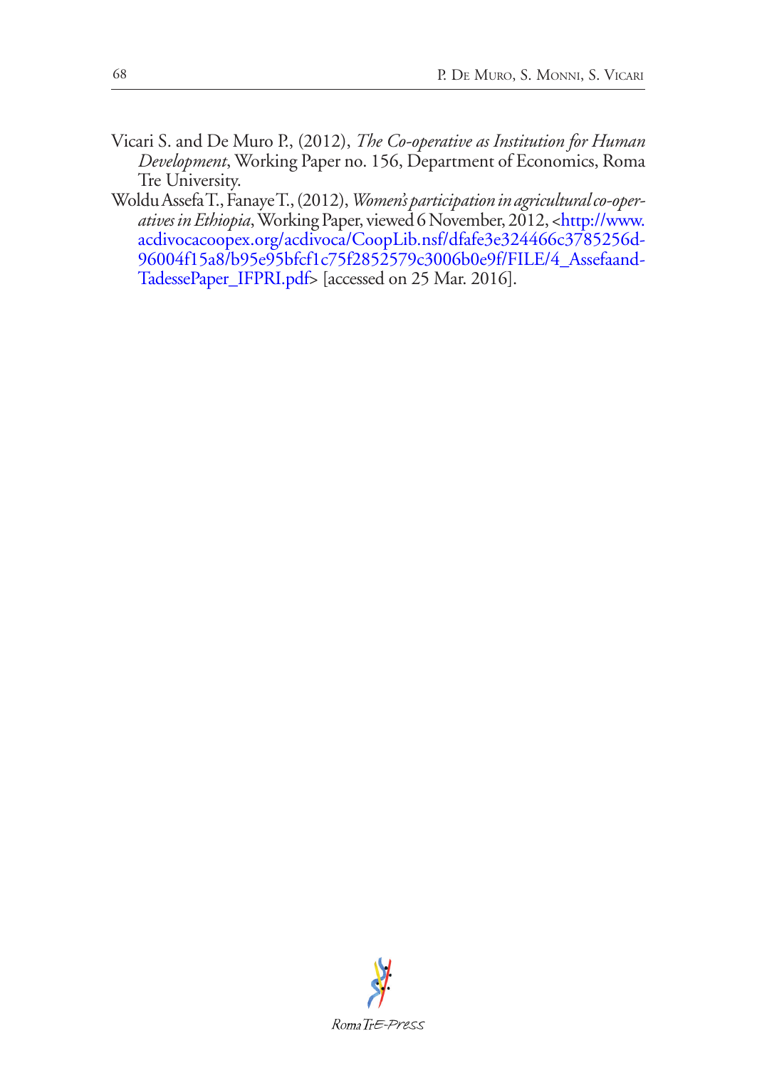Vicari S. and De Muro P., (2012), *The Co-operative as Institution for Human Development*, Working Paper no. 156, Department of Economics, Roma Tre University.

Woldu Assefa T., Fanaye T., (2012), *Women's participation in agricultural co-operatives in Ethiopia*, Working Paper, viewed 6 November, 2012, <http://www.acdivocacoopex.org/acdivoca/CoopLib.nsf/dfafe3e324466c3785256d96004f15a8/b95e95bfcf1c75f2852579c3006b0e9f/FILE/4_AssefaandTadessePaper_IFPRI.pdf> [accessed on 25 Mar. 2016].